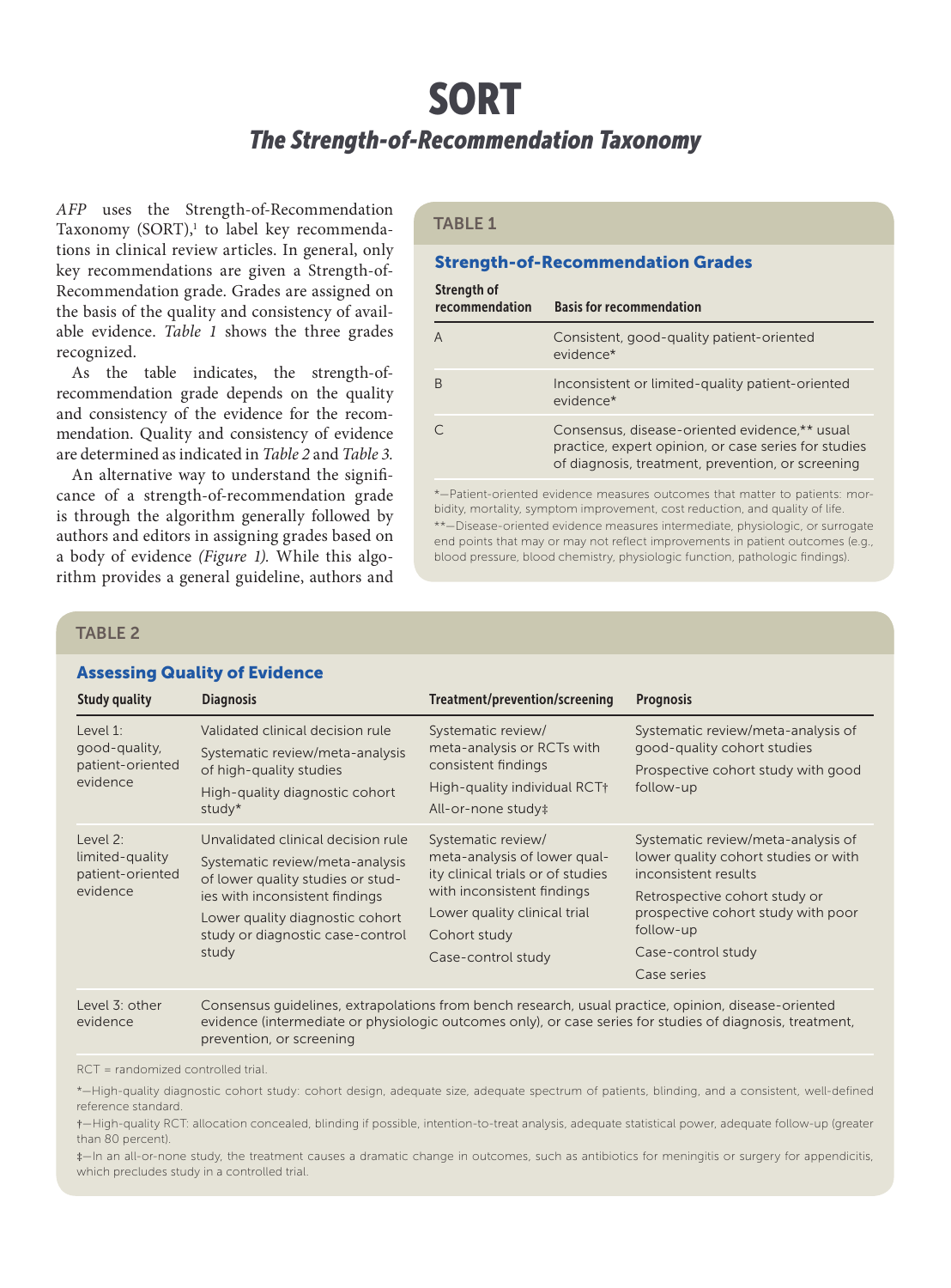# SORT

## *The Strength-of-Recommendation Taxonomy*

*AFP* uses the Strength-of-Recommendation Taxonomy (SORT),[1] to label key recommendations in clinical review articles. In general, only key recommendations are given a Strength-of-Recommendation grade. Grades are assigned on the basis of the quality and consistency of available evidence. *Table 1* shows the three grades recognized.

As the table indicates, the strength-of-recommendation grade depends on the quality and consistency of the evidence for the recommendation. Quality and consistency of evidence are determined as indicated in *Table 2* and *Table 3.*

An alternative way to understand the significance of a strength-of-recommendation grade is through the algorithm generally followed by authors and editors in assigning grades based on a body of evidence *(Figure 1).* While this algorithm provides a general guideline, authors and

### TABLE 1

**Strength-of-Recommendation Grades**

| Strength of recommendation | Basis for recommendation |
|---|---|
| A | Consistent, good-quality patient-oriented evidence* |
| B | Inconsistent or limited-quality patient-oriented evidence* |
| C | Consensus, disease-oriented evidence,** usual practice, expert opinion, or case series for studies of diagnosis, treatment, prevention, or screening |

*—Patient-oriented evidence measures outcomes that matter to patients: morbidity, mortality, symptom improvement, cost reduction, and quality of life.

**—Disease-oriented evidence measures intermediate, physiologic, or surrogate end points that may or may not reflect improvements in patient outcomes (e.g., blood pressure, blood chemistry, physiologic function, pathologic findings).

### TABLE 2

**Assessing Quality of Evidence**

| Study quality | Diagnosis | Treatment/prevention/screening | Prognosis |
|---|---|---|---|
| Level 1: good-quality, patient-oriented evidence | Validated clinical decision rule<br>Systematic review/meta-analysis of high-quality studies<br>High-quality diagnostic cohort study* | Systematic review/meta-analysis or RCTs with consistent findings<br>High-quality individual RCT†<br>All-or-none study‡ | Systematic review/meta-analysis of good-quality cohort studies<br>Prospective cohort study with good follow-up |
| Level 2: limited-quality patient-oriented evidence | Unvalidated clinical decision rule<br>Systematic review/meta-analysis of lower quality studies or studies with inconsistent findings<br>Lower quality diagnostic cohort study or diagnostic case-control study | Systematic review/meta-analysis of lower quality clinical trials or of studies with inconsistent findings<br>Lower quality clinical trial<br>Cohort study<br>Case-control study | Systematic review/meta-analysis of lower quality cohort studies or with inconsistent results<br>Retrospective cohort study or prospective cohort study with poor follow-up<br>Case-control study<br>Case series |
| Level 3: other evidence | Consensus guidelines, extrapolations from bench research, usual practice, opinion, disease-oriented evidence (intermediate or physiologic outcomes only), or case series for studies of diagnosis, treatment, prevention, or screening | | |

RCT = randomized controlled trial.

*—High-quality diagnostic cohort study: cohort design, adequate size, adequate spectrum of patients, blinding, and a consistent, well-defined reference standard.

†—High-quality RCT: allocation concealed, blinding if possible, intention-to-treat analysis, adequate statistical power, adequate follow-up (greater than 80 percent).

‡—In an all-or-none study, the treatment causes a dramatic change in outcomes, such as antibiotics for meningitis or surgery for appendicitis, which precludes study in a controlled trial.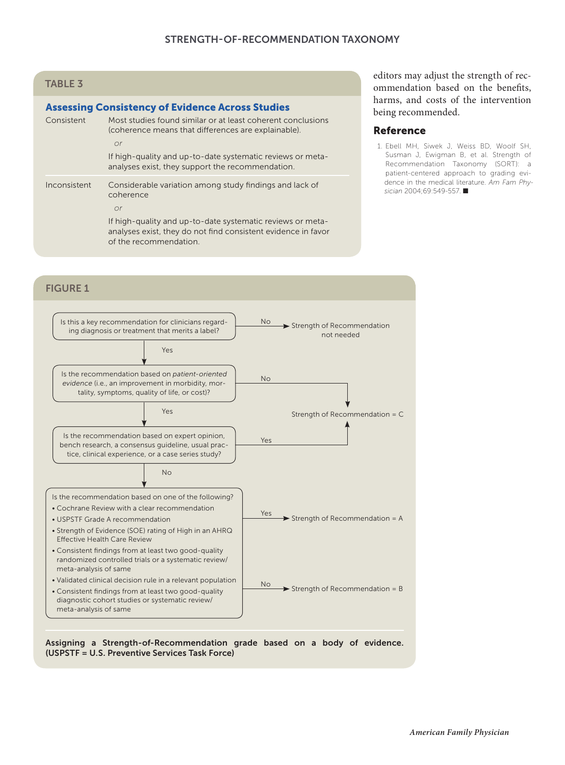## TABLE 3

### Assessing Consistency of Evidence Across Studies

| | |
|---|---|
| Consistent | Most studies found similar or at least coherent conclusions (coherence means that differences are explainable). *or* If high-quality and up-to-date systematic reviews or meta-analyses exist, they support the recommendation. |
| Inconsistent | Considerable variation among study findings and lack of coherence *or* If high-quality and up-to-date systematic reviews or meta-analyses exist, they do not find consistent evidence in favor of the recommendation. |

editors may adjust the strength of recommendation based on the benefits, harms, and costs of the intervention being recommended.

## Reference

1. Ebell MH, Siwek J, Weiss BD, Woolf SH, Susman J, Ewigman B, et al. Strength of Recommendation Taxonomy (SORT): a patient-centered approach to grading evidence in the medical literature. *Am Fam Physician* 2004;69:549-557. ■

## FIGURE 1

Is this a key recommendation for clinicians regarding diagnosis or treatment that merits a label?

No → Strength of Recommendation not needed

Yes

Is the recommendation based on *patient-oriented evidence* (i.e., an improvement in morbidity, mortality, symptoms, quality of life, or cost)?

No → Strength of Recommendation = C

Yes

Is the recommendation based on expert opinion, bench research, a consensus guideline, usual practice, clinical experience, or a case series study?

Yes → Strength of Recommendation = C

No

Is the recommendation based on one of the following?
- Cochrane Review with a clear recommendation
- USPSTF Grade A recommendation
- Strength of Evidence (SOE) rating of High in an AHRQ Effective Health Care Review
- Consistent findings from at least two good-quality randomized controlled trials or a systematic review/meta-analysis of same
- Validated clinical decision rule in a relevant population
- Consistent findings from at least two good-quality diagnostic cohort studies or systematic review/meta-analysis of same

Yes → Strength of Recommendation = A

No → Strength of Recommendation = B

**Assigning a Strength-of-Recommendation grade based on a body of evidence. (USPSTF = U.S. Preventive Services Task Force)**